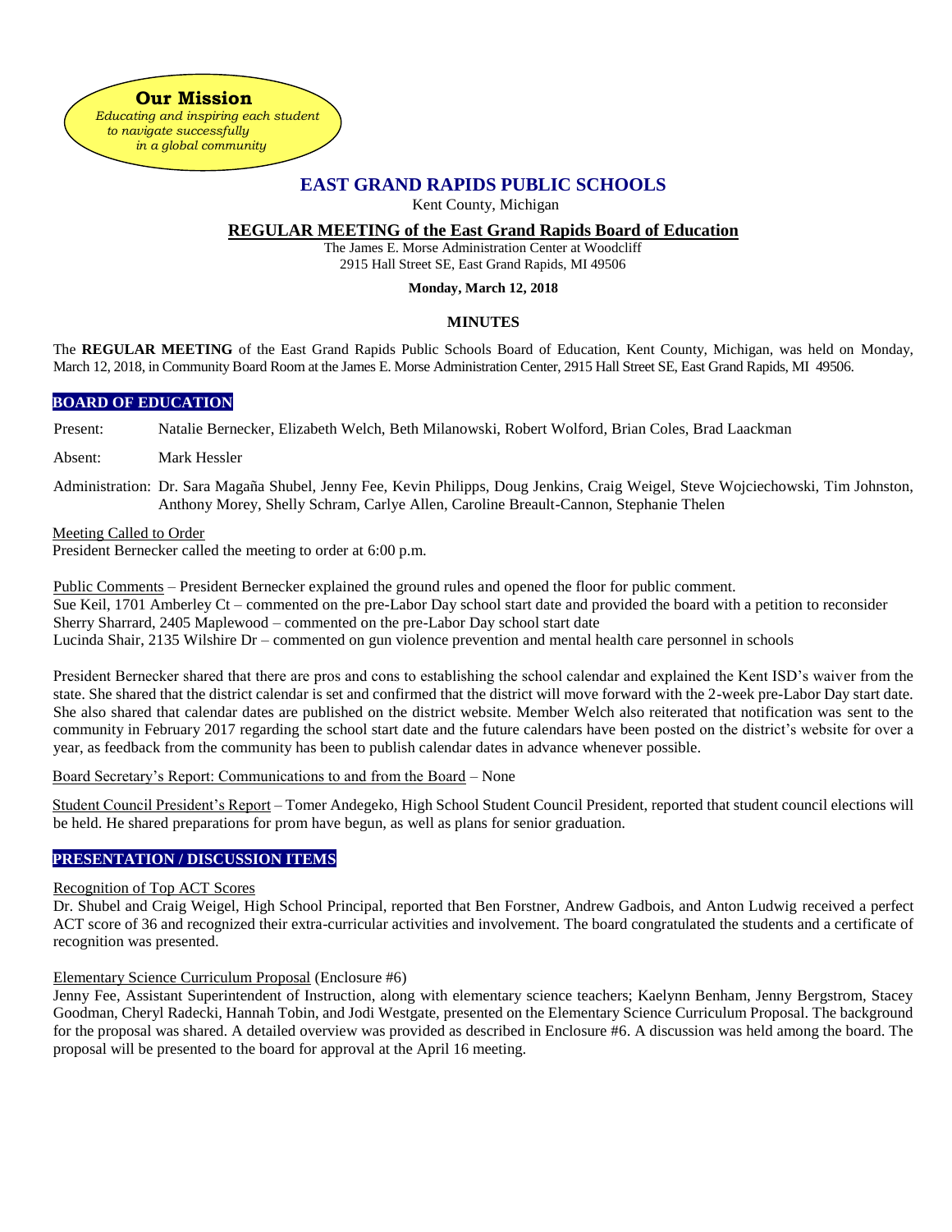**Our Mission**

*Educating and inspiring each student to navigate successfully in a global community*

# EAST GRAND RAPIDS PUBLIC SCHOOLS

Kent County, Michigan

## REGULAR MEETING of the East Grand Rapids Board of Education

The James E. Morse Administration Center at Woodcliff
2915 Hall Street SE, East Grand Rapids, MI 49506

**Monday, March 12, 2018**

### MINUTES

The **REGULAR MEETING** of the East Grand Rapids Public Schools Board of Education, Kent County, Michigan, was held on Monday, March 12, 2018, in Community Board Room at the James E. Morse Administration Center, 2915 Hall Street SE, East Grand Rapids, MI 49506.

### BOARD OF EDUCATION

Present: Natalie Bernecker, Elizabeth Welch, Beth Milanowski, Robert Wolford, Brian Coles, Brad Laackman

Absent: Mark Hessler

Administration: Dr. Sara Magaña Shubel, Jenny Fee, Kevin Philipps, Doug Jenkins, Craig Weigel, Steve Wojciechowski, Tim Johnston, Anthony Morey, Shelly Schram, Carlye Allen, Caroline Breault-Cannon, Stephanie Thelen

Meeting Called to Order
President Bernecker called the meeting to order at 6:00 p.m.

Public Comments – President Bernecker explained the ground rules and opened the floor for public comment.
Sue Keil, 1701 Amberley Ct – commented on the pre-Labor Day school start date and provided the board with a petition to reconsider
Sherry Sharrard, 2405 Maplewood – commented on the pre-Labor Day school start date
Lucinda Shair, 2135 Wilshire Dr – commented on gun violence prevention and mental health care personnel in schools

President Bernecker shared that there are pros and cons to establishing the school calendar and explained the Kent ISD's waiver from the state. She shared that the district calendar is set and confirmed that the district will move forward with the 2-week pre-Labor Day start date. She also shared that calendar dates are published on the district website. Member Welch also reiterated that notification was sent to the community in February 2017 regarding the school start date and the future calendars have been posted on the district's website for over a year, as feedback from the community has been to publish calendar dates in advance whenever possible.

Board Secretary's Report: Communications to and from the Board – None

Student Council President's Report – Tomer Andegeko, High School Student Council President, reported that student council elections will be held. He shared preparations for prom have begun, as well as plans for senior graduation.

### PRESENTATION / DISCUSSION ITEMS

Recognition of Top ACT Scores
Dr. Shubel and Craig Weigel, High School Principal, reported that Ben Forstner, Andrew Gadbois, and Anton Ludwig received a perfect ACT score of 36 and recognized their extra-curricular activities and involvement. The board congratulated the students and a certificate of recognition was presented.

Elementary Science Curriculum Proposal (Enclosure #6)
Jenny Fee, Assistant Superintendent of Instruction, along with elementary science teachers; Kaelynn Benham, Jenny Bergstrom, Stacey Goodman, Cheryl Radecki, Hannah Tobin, and Jodi Westgate, presented on the Elementary Science Curriculum Proposal. The background for the proposal was shared. A detailed overview was provided as described in Enclosure #6. A discussion was held among the board. The proposal will be presented to the board for approval at the April 16 meeting.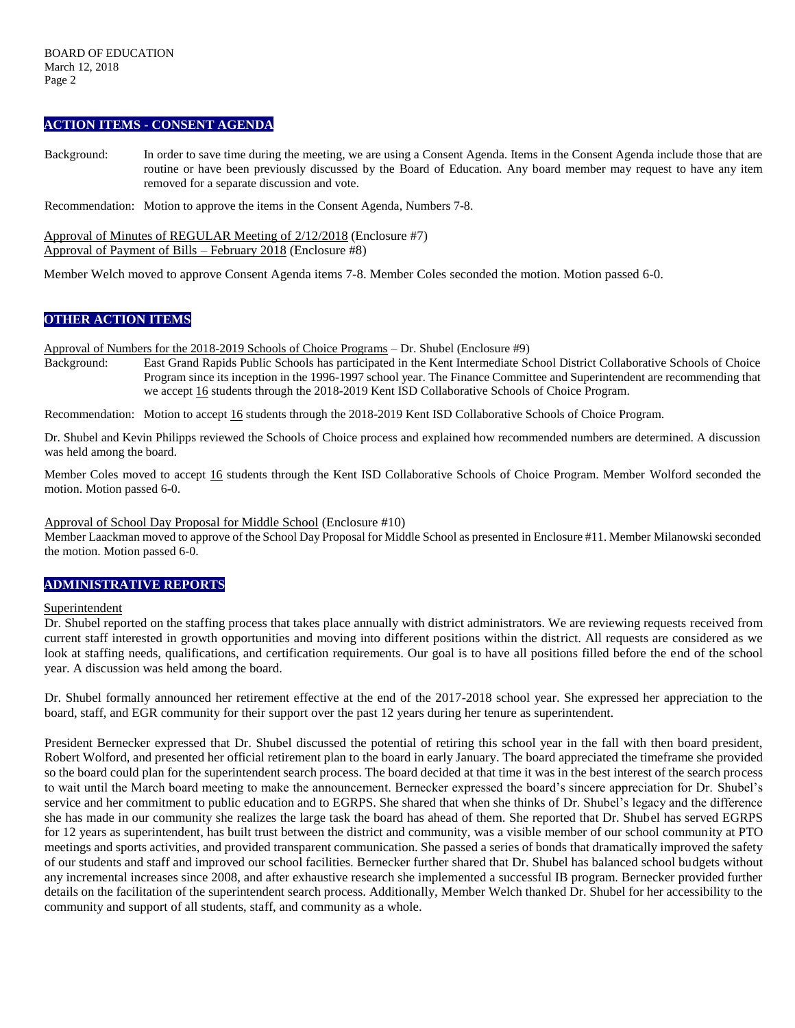## ACTION ITEMS - CONSENT AGENDA

Background: In order to save time during the meeting, we are using a Consent Agenda. Items in the Consent Agenda include those that are routine or have been previously discussed by the Board of Education. Any board member may request to have any item removed for a separate discussion and vote.

Recommendation: Motion to approve the items in the Consent Agenda, Numbers 7-8.

Approval of Minutes of REGULAR Meeting of 2/12/2018 (Enclosure #7)
Approval of Payment of Bills – February 2018 (Enclosure #8)

Member Welch moved to approve Consent Agenda items 7-8. Member Coles seconded the motion. Motion passed 6-0.

## OTHER ACTION ITEMS

Approval of Numbers for the 2018-2019 Schools of Choice Programs – Dr. Shubel (Enclosure #9)

Background: East Grand Rapids Public Schools has participated in the Kent Intermediate School District Collaborative Schools of Choice Program since its inception in the 1996-1997 school year. The Finance Committee and Superintendent are recommending that we accept 16 students through the 2018-2019 Kent ISD Collaborative Schools of Choice Program.

Recommendation: Motion to accept 16 students through the 2018-2019 Kent ISD Collaborative Schools of Choice Program.

Dr. Shubel and Kevin Philipps reviewed the Schools of Choice process and explained how recommended numbers are determined. A discussion was held among the board.

Member Coles moved to accept 16 students through the Kent ISD Collaborative Schools of Choice Program. Member Wolford seconded the motion. Motion passed 6-0.

Approval of School Day Proposal for Middle School (Enclosure #10)
Member Laackman moved to approve of the School Day Proposal for Middle School as presented in Enclosure #11. Member Milanowski seconded the motion. Motion passed 6-0.

## ADMINISTRATIVE REPORTS

Superintendent

Dr. Shubel reported on the staffing process that takes place annually with district administrators. We are reviewing requests received from current staff interested in growth opportunities and moving into different positions within the district. All requests are considered as we look at staffing needs, qualifications, and certification requirements. Our goal is to have all positions filled before the end of the school year. A discussion was held among the board.

Dr. Shubel formally announced her retirement effective at the end of the 2017-2018 school year. She expressed her appreciation to the board, staff, and EGR community for their support over the past 12 years during her tenure as superintendent.

President Bernecker expressed that Dr. Shubel discussed the potential of retiring this school year in the fall with then board president, Robert Wolford, and presented her official retirement plan to the board in early January. The board appreciated the timeframe she provided so the board could plan for the superintendent search process. The board decided at that time it was in the best interest of the search process to wait until the March board meeting to make the announcement. Bernecker expressed the board's sincere appreciation for Dr. Shubel's service and her commitment to public education and to EGRPS. She shared that when she thinks of Dr. Shubel's legacy and the difference she has made in our community she realizes the large task the board has ahead of them. She reported that Dr. Shubel has served EGRPS for 12 years as superintendent, has built trust between the district and community, was a visible member of our school community at PTO meetings and sports activities, and provided transparent communication. She passed a series of bonds that dramatically improved the safety of our students and staff and improved our school facilities. Bernecker further shared that Dr. Shubel has balanced school budgets without any incremental increases since 2008, and after exhaustive research she implemented a successful IB program. Bernecker provided further details on the facilitation of the superintendent search process. Additionally, Member Welch thanked Dr. Shubel for her accessibility to the community and support of all students, staff, and community as a whole.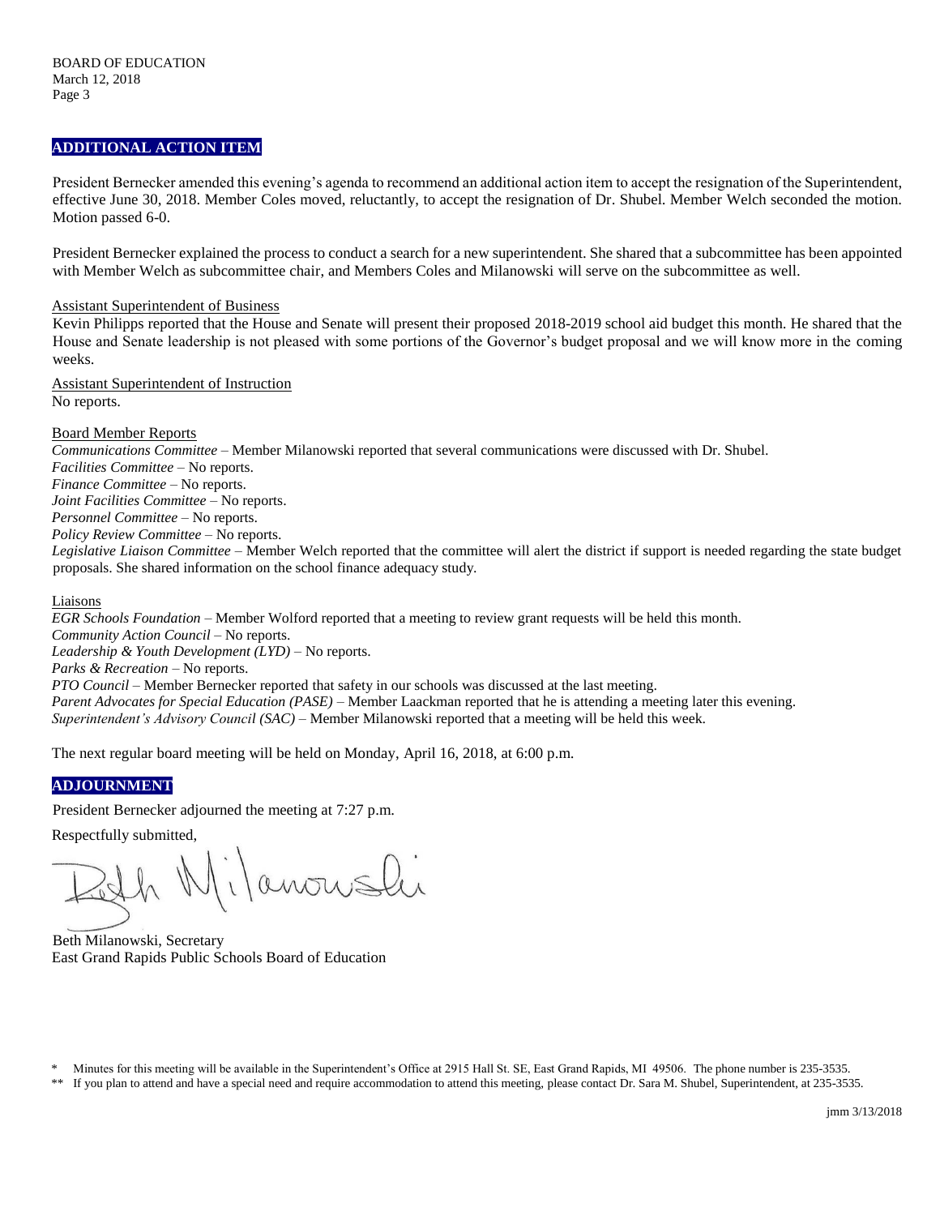## ADDITIONAL ACTION ITEM

President Bernecker amended this evening's agenda to recommend an additional action item to accept the resignation of the Superintendent, effective June 30, 2018. Member Coles moved, reluctantly, to accept the resignation of Dr. Shubel. Member Welch seconded the motion. Motion passed 6-0.

President Bernecker explained the process to conduct a search for a new superintendent. She shared that a subcommittee has been appointed with Member Welch as subcommittee chair, and Members Coles and Milanowski will serve on the subcommittee as well.

Assistant Superintendent of Business
Kevin Philipps reported that the House and Senate will present their proposed 2018-2019 school aid budget this month. He shared that the House and Senate leadership is not pleased with some portions of the Governor's budget proposal and we will know more in the coming weeks.

Assistant Superintendent of Instruction
No reports.

Board Member Reports
*Communications Committee* – Member Milanowski reported that several communications were discussed with Dr. Shubel.
*Facilities Committee* – No reports.
*Finance Committee* – No reports.
*Joint Facilities Committee* – No reports.
*Personnel Committee* – No reports.
*Policy Review Committee* – No reports.
*Legislative Liaison Committee* – Member Welch reported that the committee will alert the district if support is needed regarding the state budget proposals. She shared information on the school finance adequacy study.

Liaisons
*EGR Schools Foundation* – Member Wolford reported that a meeting to review grant requests will be held this month.
*Community Action Council* – No reports.
*Leadership & Youth Development (LYD)* – No reports.
*Parks & Recreation* – No reports.
*PTO Council* – Member Bernecker reported that safety in our schools was discussed at the last meeting.
*Parent Advocates for Special Education (PASE)* – Member Laackman reported that he is attending a meeting later this evening.
*Superintendent's Advisory Council (SAC)* – Member Milanowski reported that a meeting will be held this week.

The next regular board meeting will be held on Monday, April 16, 2018, at 6:00 p.m.

## ADJOURNMENT

President Bernecker adjourned the meeting at 7:27 p.m.

Respectfully submitted,

Beth Milanowski

Beth Milanowski, Secretary
East Grand Rapids Public Schools Board of Education

\* Minutes for this meeting will be available in the Superintendent's Office at 2915 Hall St. SE, East Grand Rapids, MI 49506. The phone number is 235-3535.

\*\* If you plan to attend and have a special need and require accommodation to attend this meeting, please contact Dr. Sara M. Shubel, Superintendent, at 235-3535.

jmm 3/13/2018